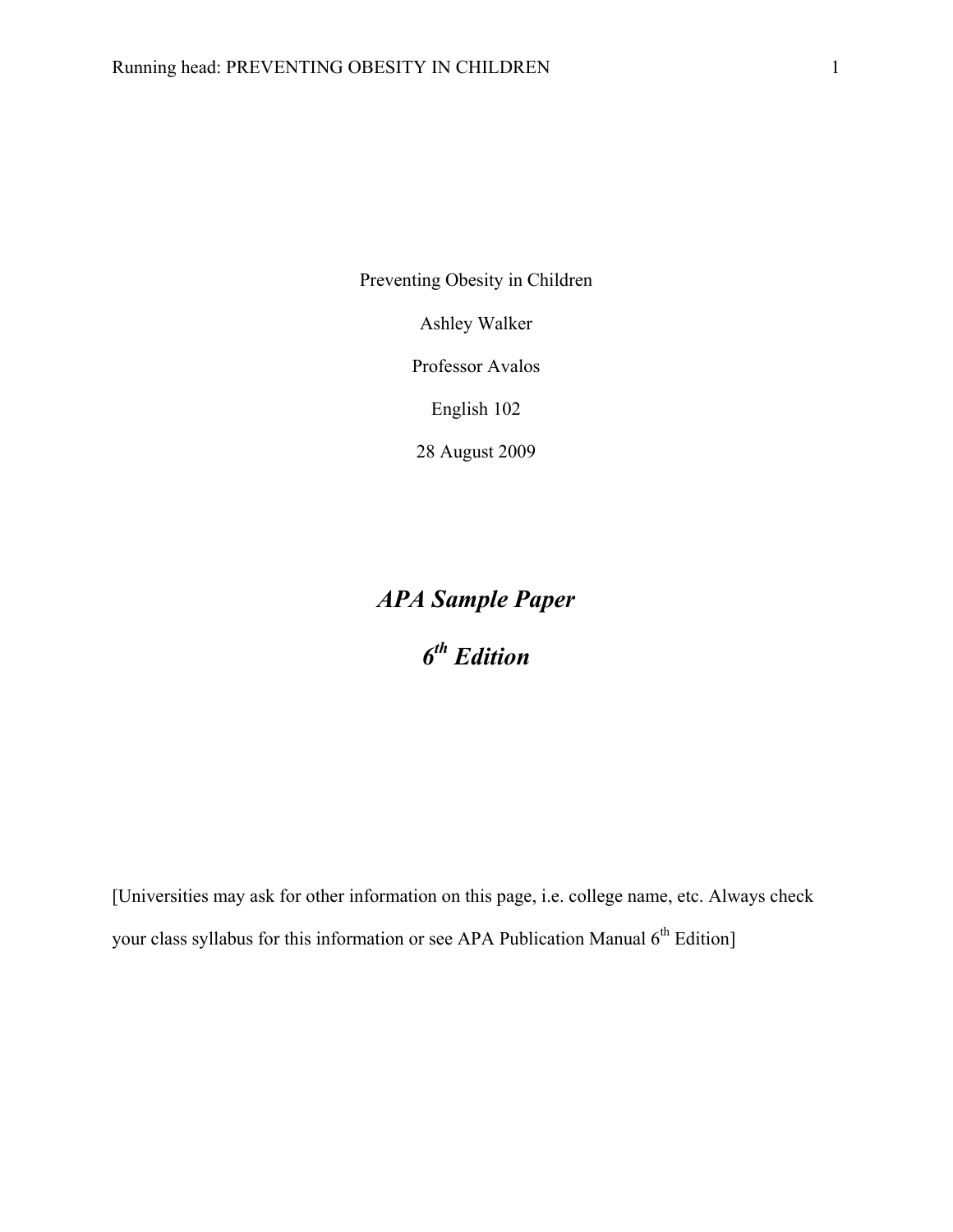Preventing Obesity in Children

Ashley Walker

Professor Avalos

English 102

28 August 2009

***APA Sample Paper***

***6th Edition***

[Universities may ask for other information on this page, i.e. college name, etc. Always check your class syllabus for this information or see APA Publication Manual 6th Edition]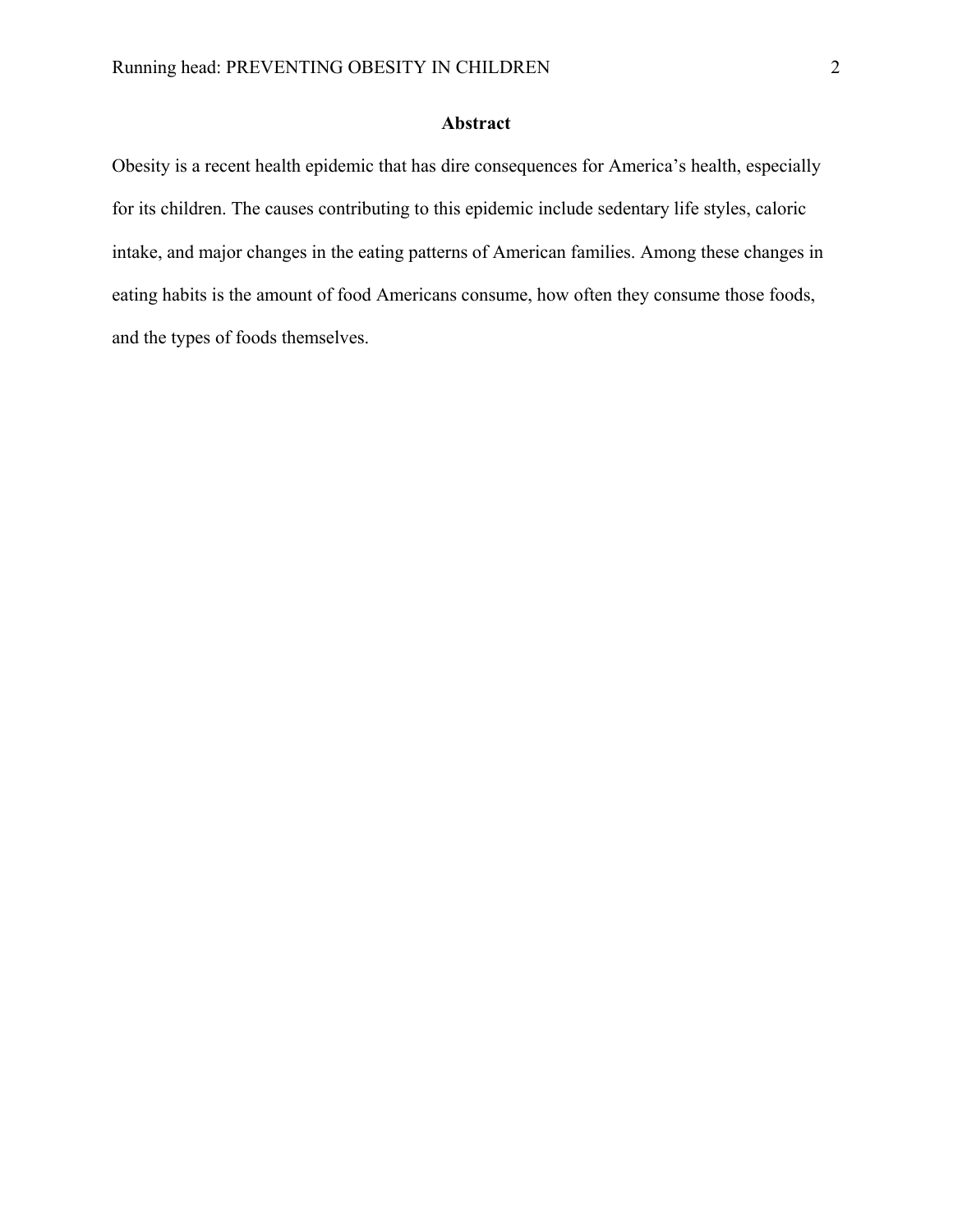## Abstract

Obesity is a recent health epidemic that has dire consequences for America's health, especially for its children. The causes contributing to this epidemic include sedentary life styles, caloric intake, and major changes in the eating patterns of American families. Among these changes in eating habits is the amount of food Americans consume, how often they consume those foods, and the types of foods themselves.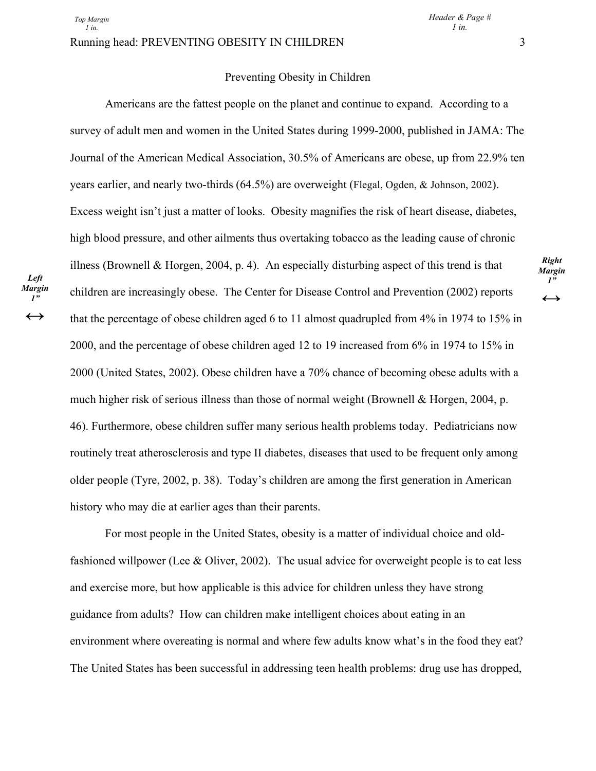# Preventing Obesity in Children

Americans are the fattest people on the planet and continue to expand. According to a survey of adult men and women in the United States during 1999-2000, published in JAMA: The Journal of the American Medical Association, 30.5% of Americans are obese, up from 22.9% ten years earlier, and nearly two-thirds (64.5%) are overweight (Flegal, Ogden, & Johnson, 2002). Excess weight isn't just a matter of looks. Obesity magnifies the risk of heart disease, diabetes, high blood pressure, and other ailments thus overtaking tobacco as the leading cause of chronic illness (Brownell & Horgen, 2004, p. 4). An especially disturbing aspect of this trend is that children are increasingly obese. The Center for Disease Control and Prevention (2002) reports that the percentage of obese children aged 6 to 11 almost quadrupled from 4% in 1974 to 15% in 2000, and the percentage of obese children aged 12 to 19 increased from 6% in 1974 to 15% in 2000 (United States, 2002). Obese children have a 70% chance of becoming obese adults with a much higher risk of serious illness than those of normal weight (Brownell & Horgen, 2004, p. 46). Furthermore, obese children suffer many serious health problems today. Pediatricians now routinely treat atherosclerosis and type II diabetes, diseases that used to be frequent only among older people (Tyre, 2002, p. 38). Today's children are among the first generation in American history who may die at earlier ages than their parents.

For most people in the United States, obesity is a matter of individual choice and old-fashioned willpower (Lee & Oliver, 2002). The usual advice for overweight people is to eat less and exercise more, but how applicable is this advice for children unless they have strong guidance from adults? How can children make intelligent choices about eating in an environment where overeating is normal and where few adults know what's in the food they eat? The United States has been successful in addressing teen health problems: drug use has dropped,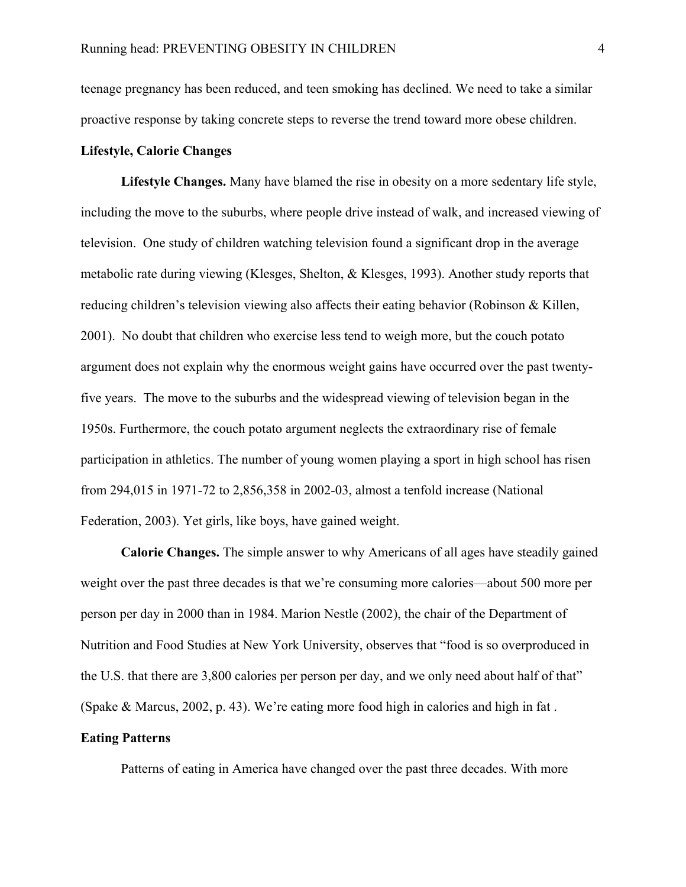teenage pregnancy has been reduced, and teen smoking has declined. We need to take a similar proactive response by taking concrete steps to reverse the trend toward more obese children.

## Lifestyle, Calorie Changes

**Lifestyle Changes.** Many have blamed the rise in obesity on a more sedentary life style, including the move to the suburbs, where people drive instead of walk, and increased viewing of television. One study of children watching television found a significant drop in the average metabolic rate during viewing (Klesges, Shelton, & Klesges, 1993). Another study reports that reducing children's television viewing also affects their eating behavior (Robinson & Killen, 2001). No doubt that children who exercise less tend to weigh more, but the couch potato argument does not explain why the enormous weight gains have occurred over the past twenty-five years. The move to the suburbs and the widespread viewing of television began in the 1950s. Furthermore, the couch potato argument neglects the extraordinary rise of female participation in athletics. The number of young women playing a sport in high school has risen from 294,015 in 1971-72 to 2,856,358 in 2002-03, almost a tenfold increase (National Federation, 2003). Yet girls, like boys, have gained weight.

**Calorie Changes.** The simple answer to why Americans of all ages have steadily gained weight over the past three decades is that we're consuming more calories—about 500 more per person per day in 2000 than in 1984. Marion Nestle (2002), the chair of the Department of Nutrition and Food Studies at New York University, observes that "food is so overproduced in the U.S. that there are 3,800 calories per person per day, and we only need about half of that" (Spake & Marcus, 2002, p. 43). We're eating more food high in calories and high in fat .

## Eating Patterns

Patterns of eating in America have changed over the past three decades. With more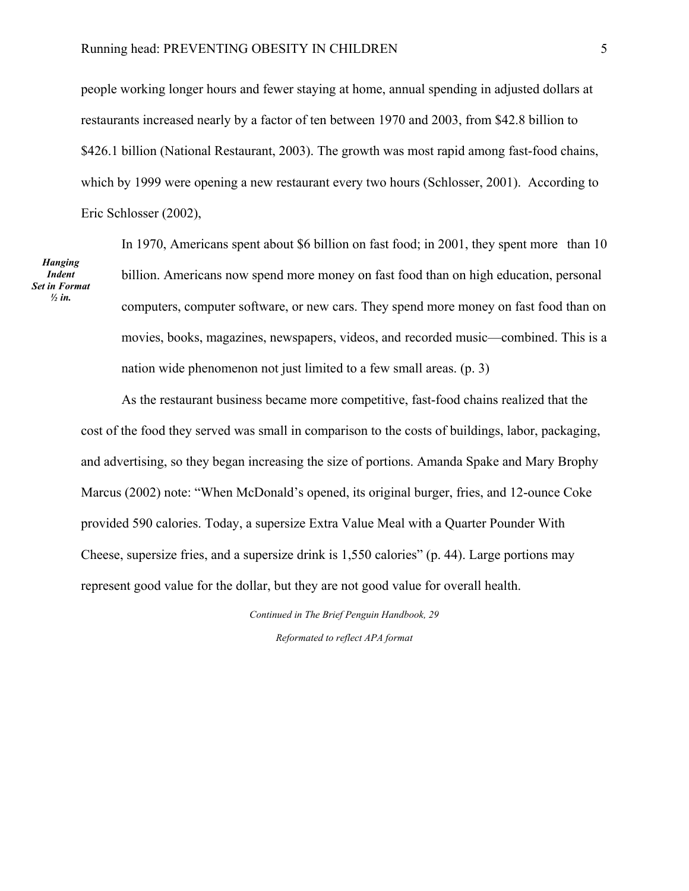people working longer hours and fewer staying at home, annual spending in adjusted dollars at restaurants increased nearly by a factor of ten between 1970 and 2003, from $42.8 billion to $426.1 billion (National Restaurant, 2003). The growth was most rapid among fast-food chains, which by 1999 were opening a new restaurant every two hours (Schlosser, 2001). According to Eric Schlosser (2002),

***Hanging Indent Set in Format ½ in.***

> In 1970, Americans spent about $6 billion on fast food; in 2001, they spent more than 10 billion. Americans now spend more money on fast food than on high education, personal computers, computer software, or new cars. They spend more money on fast food than on movies, books, magazines, newspapers, videos, and recorded music—combined. This is a nation wide phenomenon not just limited to a few small areas. (p. 3)

As the restaurant business became more competitive, fast-food chains realized that the cost of the food they served was small in comparison to the costs of buildings, labor, packaging, and advertising, so they began increasing the size of portions. Amanda Spake and Mary Brophy Marcus (2002) note: "When McDonald's opened, its original burger, fries, and 12-ounce Coke provided 590 calories. Today, a supersize Extra Value Meal with a Quarter Pounder With Cheese, supersize fries, and a supersize drink is 1,550 calories" (p. 44). Large portions may represent good value for the dollar, but they are not good value for overall health.

*Continued in The Brief Penguin Handbook, 29*

*Reformated to reflect APA format*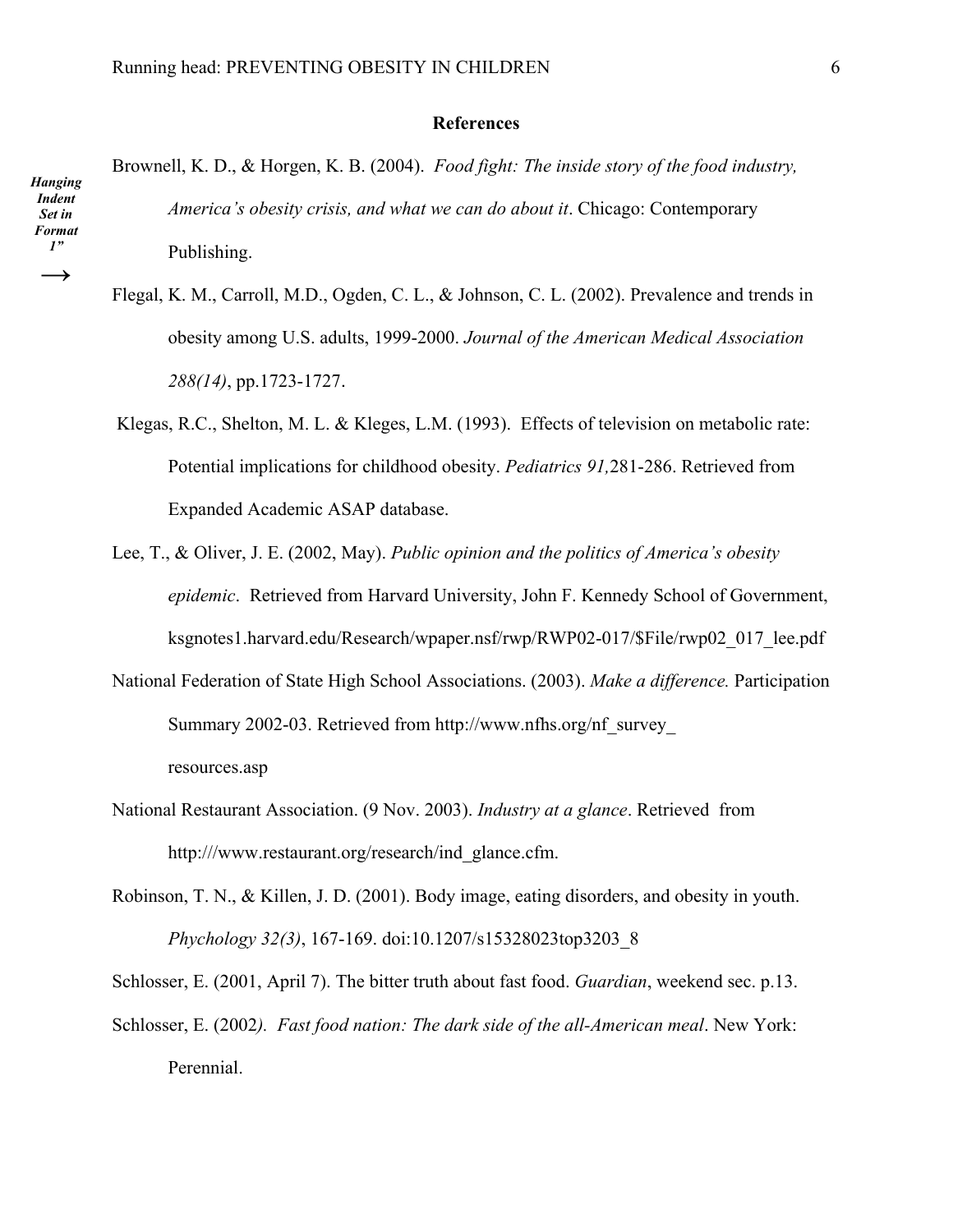**References**

*Hanging Indent Set in Format 1"* →

Brownell, K. D., & Horgen, K. B. (2004). *Food fight: The inside story of the food industry, America's obesity crisis, and what we can do about it*. Chicago: Contemporary Publishing.

Flegal, K. M., Carroll, M.D., Ogden, C. L., & Johnson, C. L. (2002). Prevalence and trends in obesity among U.S. adults, 1999-2000. *Journal of the American Medical Association 288(14)*, pp.1723-1727.

Klegas, R.C., Shelton, M. L. & Kleges, L.M. (1993). Effects of television on metabolic rate: Potential implications for childhood obesity. *Pediatrics 91,*281-286. Retrieved from Expanded Academic ASAP database.

Lee, T., & Oliver, J. E. (2002, May). *Public opinion and the politics of America's obesity epidemic*. Retrieved from Harvard University, John F. Kennedy School of Government, ksgnotes1.harvard.edu/Research/wpaper.nsf/rwp/RWP02-017/$File/rwp02_017_lee.pdf

National Federation of State High School Associations. (2003). *Make a difference.* Participation Summary 2002-03. Retrieved from http://www.nfhs.org/nf_survey_resources.asp

National Restaurant Association. (9 Nov. 2003). *Industry at a glance*. Retrieved from http:///www.restaurant.org/research/ind_glance.cfm.

Robinson, T. N., & Killen, J. D. (2001). Body image, eating disorders, and obesity in youth. *Phychology 32(3)*, 167-169. doi:10.1207/s15328023top3203_8

Schlosser, E. (2001, April 7). The bitter truth about fast food. *Guardian*, weekend sec. p.13.

Schlosser, E. (2002). *Fast food nation: The dark side of the all-American meal*. New York: Perennial.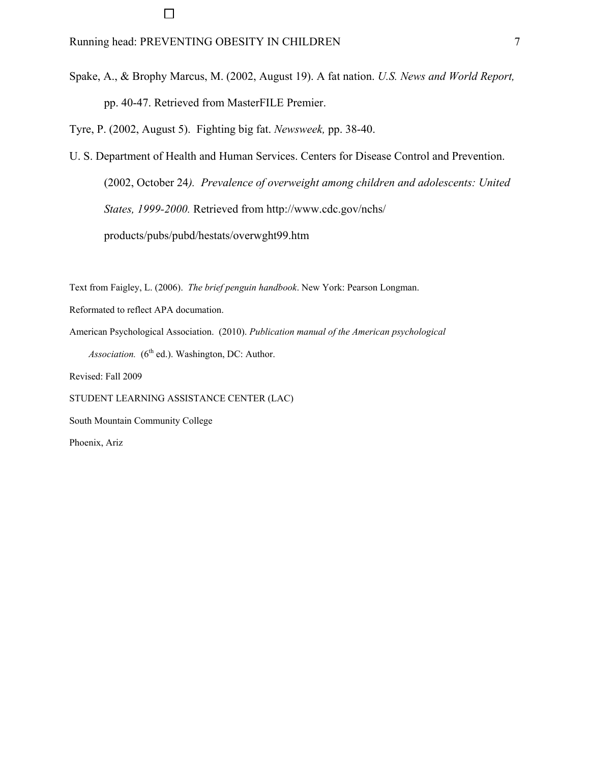Spake, A., & Brophy Marcus, M. (2002, August 19). A fat nation. *U.S. News and World Report,* pp. 40-47. Retrieved from MasterFILE Premier.

Tyre, P. (2002, August 5). Fighting big fat. *Newsweek,* pp. 38-40.

U. S. Department of Health and Human Services. Centers for Disease Control and Prevention. (2002, October 24). *Prevalence of overweight among children and adolescents: United States, 1999-2000.* Retrieved from http://www.cdc.gov/nchs/products/pubs/pubd/hestats/overwght99.htm

Text from Faigley, L. (2006). *The brief penguin handbook*. New York: Pearson Longman.

Reformated to reflect APA documation.

American Psychological Association. (2010). *Publication manual of the American psychological Association.* (6th ed.). Washington, DC: Author.

Revised: Fall 2009

STUDENT LEARNING ASSISTANCE CENTER (LAC)

South Mountain Community College

Phoenix, Ariz